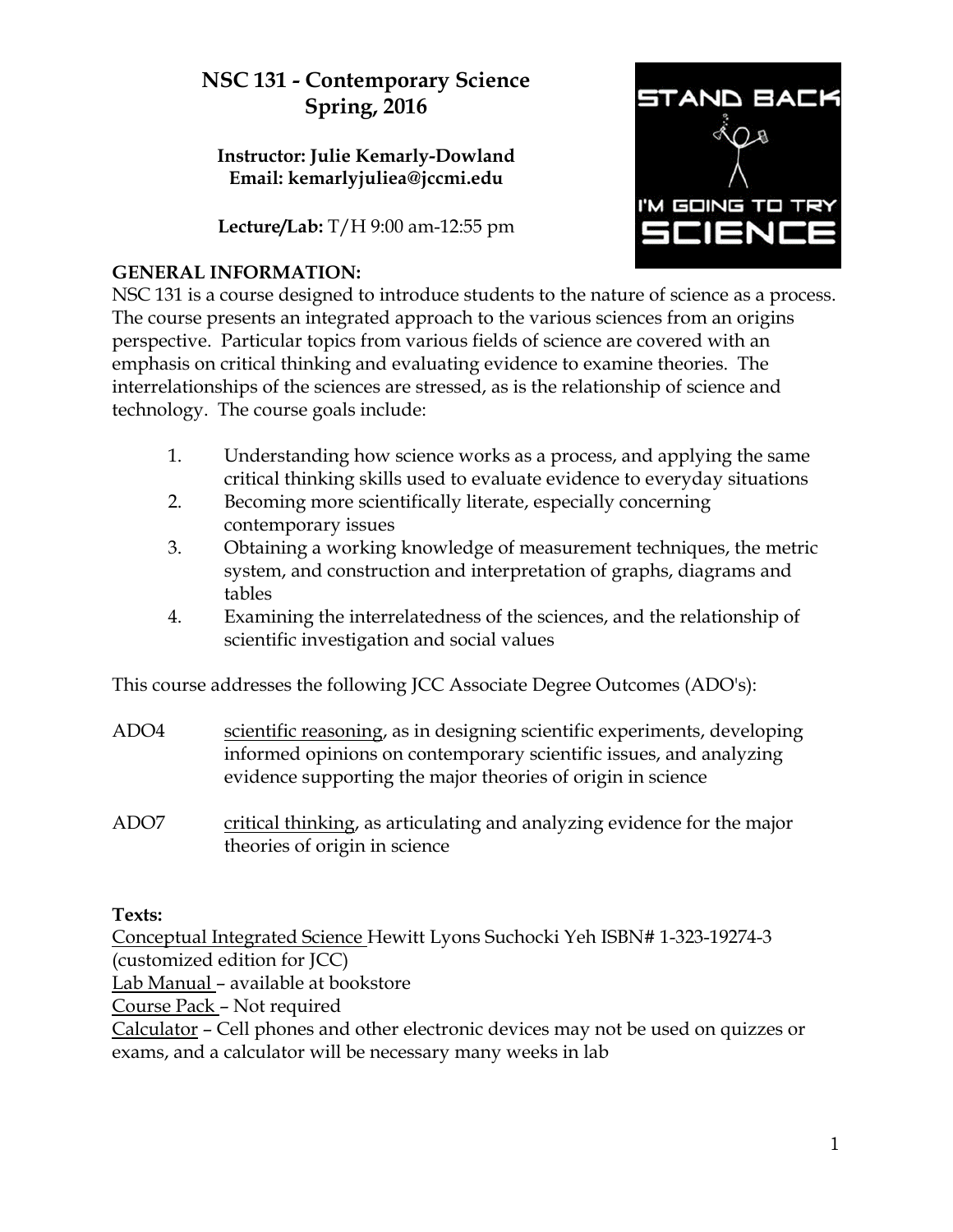# NSC 131 - Contemporary Science
## Spring, 2016

**Instructor: Julie Kemarly-Dowland**
**Email: kemarlyjuliea@jccmi.edu**

**Lecture/Lab:** T/H 9:00 am-12:55 pm

**GENERAL INFORMATION:**

NSC 131 is a course designed to introduce students to the nature of science as a process. The course presents an integrated approach to the various sciences from an origins perspective. Particular topics from various fields of science are covered with an emphasis on critical thinking and evaluating evidence to examine theories. The interrelationships of the sciences are stressed, as is the relationship of science and technology. The course goals include:

1. Understanding how science works as a process, and applying the same critical thinking skills used to evaluate evidence to everyday situations
2. Becoming more scientifically literate, especially concerning contemporary issues
3. Obtaining a working knowledge of measurement techniques, the metric system, and construction and interpretation of graphs, diagrams and tables
4. Examining the interrelatedness of the sciences, and the relationship of scientific investigation and social values

This course addresses the following JCC Associate Degree Outcomes (ADO's):

ADO4 &nbsp;&nbsp; scientific reasoning, as in designing scientific experiments, developing informed opinions on contemporary scientific issues, and analyzing evidence supporting the major theories of origin in science

ADO7 &nbsp;&nbsp; critical thinking, as articulating and analyzing evidence for the major theories of origin in science

**Texts:**

Conceptual Integrated Science Hewitt Lyons Suchocki Yeh ISBN# 1-323-19274-3 (customized edition for JCC)

Lab Manual – available at bookstore

Course Pack – Not required

Calculator – Cell phones and other electronic devices may not be used on quizzes or exams, and a calculator will be necessary many weeks in lab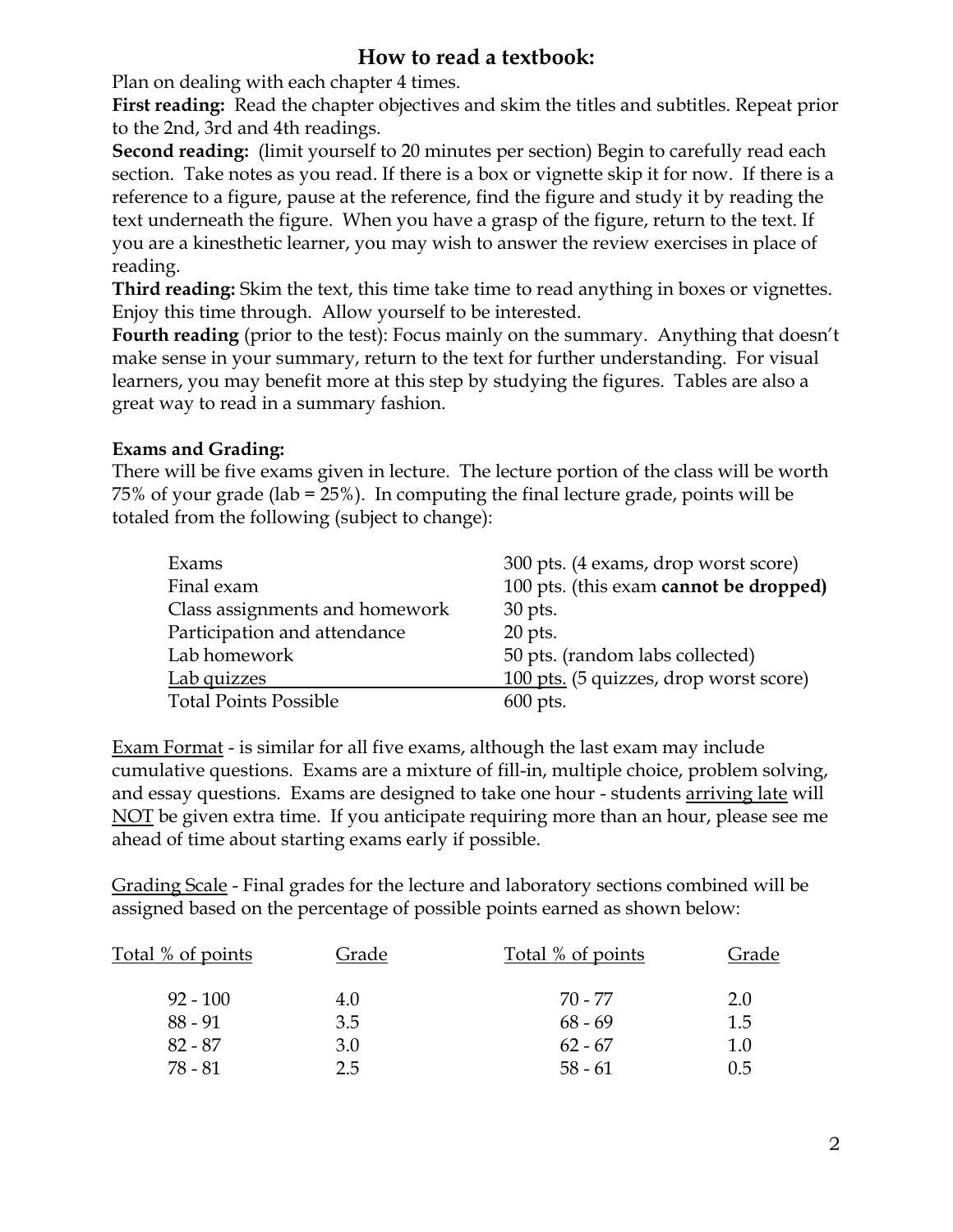# How to read a textbook:

Plan on dealing with each chapter 4 times.

**First reading:** Read the chapter objectives and skim the titles and subtitles. Repeat prior to the 2nd, 3rd and 4th readings.

**Second reading:** (limit yourself to 20 minutes per section) Begin to carefully read each section. Take notes as you read. If there is a box or vignette skip it for now. If there is a reference to a figure, pause at the reference, find the figure and study it by reading the text underneath the figure. When you have a grasp of the figure, return to the text. If you are a kinesthetic learner, you may wish to answer the review exercises in place of reading.

**Third reading:** Skim the text, this time take time to read anything in boxes or vignettes. Enjoy this time through. Allow yourself to be interested.

**Fourth reading** (prior to the test): Focus mainly on the summary. Anything that doesn't make sense in your summary, return to the text for further understanding. For visual learners, you may benefit more at this step by studying the figures. Tables are also a great way to read in a summary fashion.

**Exams and Grading:**

There will be five exams given in lecture. The lecture portion of the class will be worth 75% of your grade (lab = 25%). In computing the final lecture grade, points will be totaled from the following (subject to change):

| | |
|---|---|
| Exams | 300 pts. (4 exams, drop worst score) |
| Final exam | 100 pts. (this exam **cannot be dropped)** |
| Class assignments and homework | 30 pts. |
| Participation and attendance | 20 pts. |
| Lab homework | 50 pts. (random labs collected) |
| Lab quizzes | 100 pts. (5 quizzes, drop worst score) |
| Total Points Possible | 600 pts. |

Exam Format - is similar for all five exams, although the last exam may include cumulative questions. Exams are a mixture of fill-in, multiple choice, problem solving, and essay questions. Exams are designed to take one hour - students arriving late will NOT be given extra time. If you anticipate requiring more than an hour, please see me ahead of time about starting exams early if possible.

Grading Scale - Final grades for the lecture and laboratory sections combined will be assigned based on the percentage of possible points earned as shown below:

| Total % of points | Grade | Total % of points | Grade |
|---|---|---|---|
| 92 - 100 | 4.0 | 70 - 77 | 2.0 |
| 88 - 91 | 3.5 | 68 - 69 | 1.5 |
| 82 - 87 | 3.0 | 62 - 67 | 1.0 |
| 78 - 81 | 2.5 | 58 - 61 | 0.5 |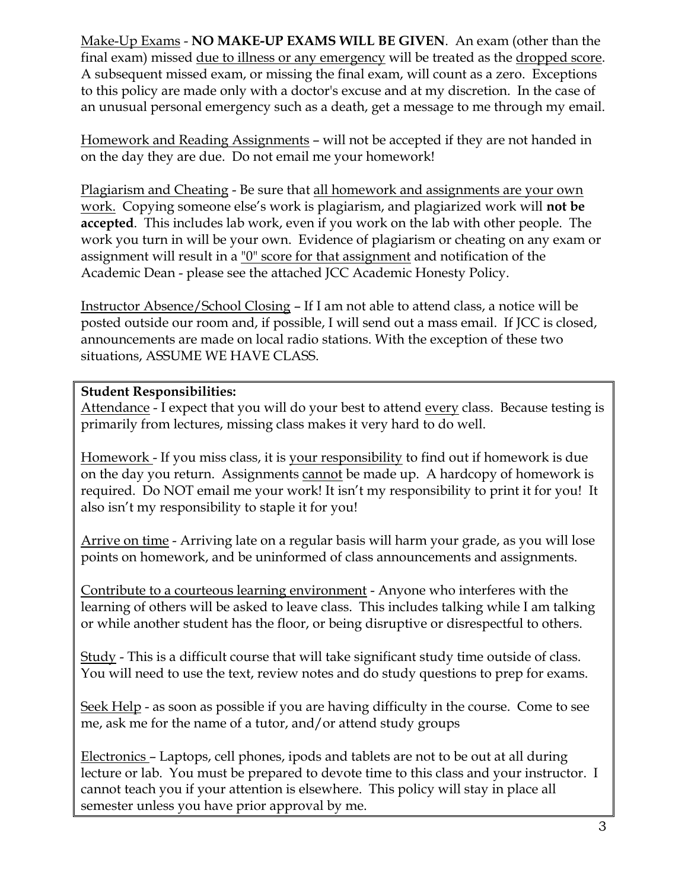Make-Up Exams - **NO MAKE-UP EXAMS WILL BE GIVEN**. An exam (other than the final exam) missed due to illness or any emergency will be treated as the dropped score. A subsequent missed exam, or missing the final exam, will count as a zero. Exceptions to this policy are made only with a doctor's excuse and at my discretion. In the case of an unusual personal emergency such as a death, get a message to me through my email.

Homework and Reading Assignments – will not be accepted if they are not handed in on the day they are due. Do not email me your homework!

Plagiarism and Cheating - Be sure that all homework and assignments are your own work. Copying someone else's work is plagiarism, and plagiarized work will **not be accepted**. This includes lab work, even if you work on the lab with other people. The work you turn in will be your own. Evidence of plagiarism or cheating on any exam or assignment will result in a "0" score for that assignment and notification of the Academic Dean - please see the attached JCC Academic Honesty Policy.

Instructor Absence/School Closing – If I am not able to attend class, a notice will be posted outside our room and, if possible, I will send out a mass email. If JCC is closed, announcements are made on local radio stations. With the exception of these two situations, ASSUME WE HAVE CLASS.

**Student Responsibilities:**

Attendance - I expect that you will do your best to attend every class. Because testing is primarily from lectures, missing class makes it very hard to do well.

Homework - If you miss class, it is your responsibility to find out if homework is due on the day you return. Assignments cannot be made up. A hardcopy of homework is required. Do NOT email me your work! It isn't my responsibility to print it for you! It also isn't my responsibility to staple it for you!

Arrive on time - Arriving late on a regular basis will harm your grade, as you will lose points on homework, and be uninformed of class announcements and assignments.

Contribute to a courteous learning environment - Anyone who interferes with the learning of others will be asked to leave class. This includes talking while I am talking or while another student has the floor, or being disruptive or disrespectful to others.

Study - This is a difficult course that will take significant study time outside of class. You will need to use the text, review notes and do study questions to prep for exams.

Seek Help - as soon as possible if you are having difficulty in the course. Come to see me, ask me for the name of a tutor, and/or attend study groups

Electronics – Laptops, cell phones, ipods and tablets are not to be out at all during lecture or lab. You must be prepared to devote time to this class and your instructor. I cannot teach you if your attention is elsewhere. This policy will stay in place all semester unless you have prior approval by me.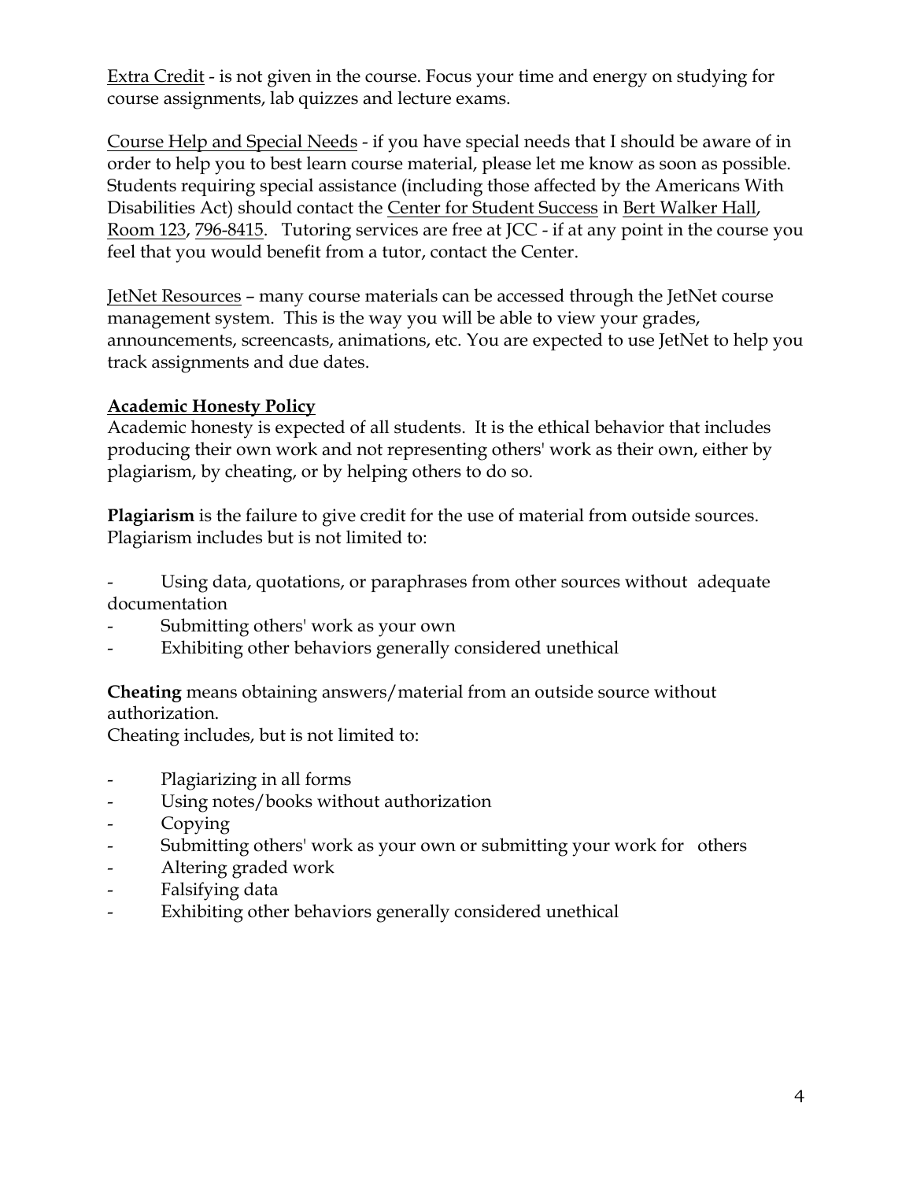Extra Credit - is not given in the course. Focus your time and energy on studying for course assignments, lab quizzes and lecture exams.

Course Help and Special Needs - if you have special needs that I should be aware of in order to help you to best learn course material, please let me know as soon as possible. Students requiring special assistance (including those affected by the Americans With Disabilities Act) should contact the Center for Student Success in Bert Walker Hall, Room 123, 796-8415. Tutoring services are free at JCC - if at any point in the course you feel that you would benefit from a tutor, contact the Center.

JetNet Resources – many course materials can be accessed through the JetNet course management system. This is the way you will be able to view your grades, announcements, screencasts, animations, etc. You are expected to use JetNet to help you track assignments and due dates.

## Academic Honesty Policy

Academic honesty is expected of all students. It is the ethical behavior that includes producing their own work and not representing others' work as their own, either by plagiarism, by cheating, or by helping others to do so.

**Plagiarism** is the failure to give credit for the use of material from outside sources. Plagiarism includes but is not limited to:

- Using data, quotations, or paraphrases from other sources without adequate documentation
- Submitting others' work as your own
- Exhibiting other behaviors generally considered unethical

**Cheating** means obtaining answers/material from an outside source without authorization.
Cheating includes, but is not limited to:

- Plagiarizing in all forms
- Using notes/books without authorization
- Copying
- Submitting others' work as your own or submitting your work for others
- Altering graded work
- Falsifying data
- Exhibiting other behaviors generally considered unethical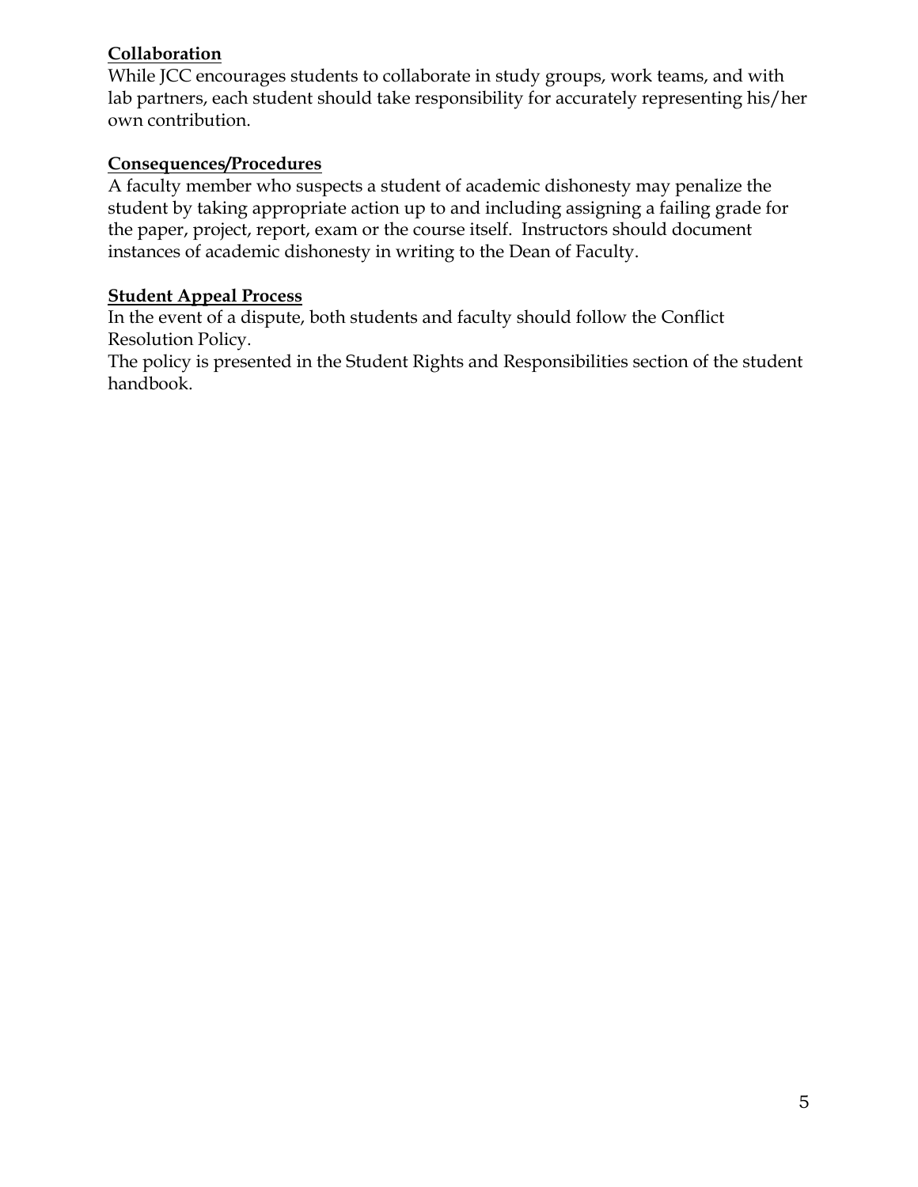**Collaboration**

While JCC encourages students to collaborate in study groups, work teams, and with lab partners, each student should take responsibility for accurately representing his/her own contribution.

**Consequences/Procedures**

A faculty member who suspects a student of academic dishonesty may penalize the student by taking appropriate action up to and including assigning a failing grade for the paper, project, report, exam or the course itself. Instructors should document instances of academic dishonesty in writing to the Dean of Faculty.

**Student Appeal Process**

In the event of a dispute, both students and faculty should follow the Conflict Resolution Policy.
The policy is presented in the Student Rights and Responsibilities section of the student handbook.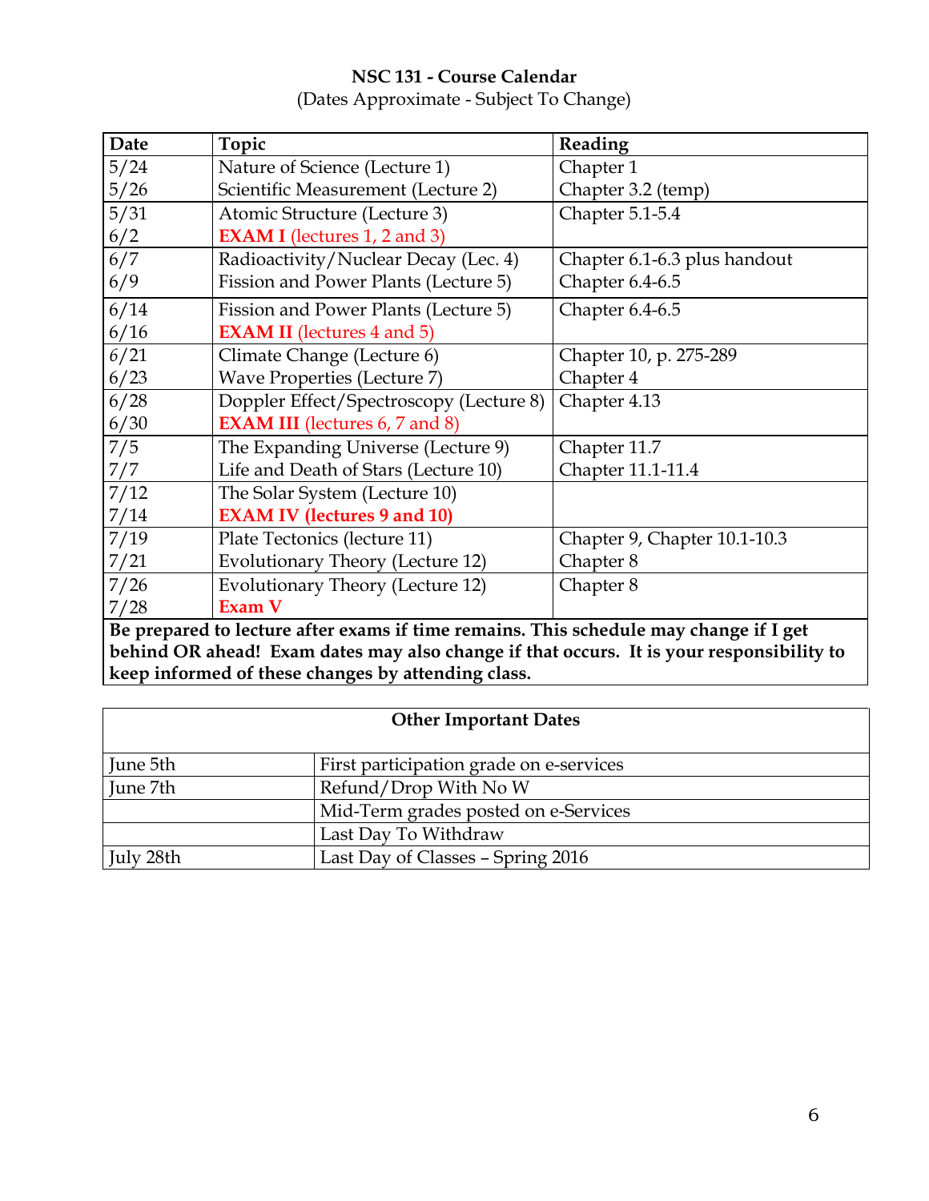**NSC 131 - Course Calendar**

(Dates Approximate - Subject To Change)

| Date | Topic | Reading |
|---|---|---|
| 5/24 | Nature of Science (Lecture 1) | Chapter 1 |
| 5/26 | Scientific Measurement (Lecture 2) | Chapter 3.2 (temp) |
| 5/31 | Atomic Structure (Lecture 3) | Chapter 5.1-5.4 |
| 6/2 | **EXAM I** (lectures 1, 2 and 3) | |
| 6/7 | Radioactivity/Nuclear Decay (Lec. 4) | Chapter 6.1-6.3 plus handout |
| 6/9 | Fission and Power Plants (Lecture 5) | Chapter 6.4-6.5 |
| 6/14 | Fission and Power Plants (Lecture 5) | Chapter 6.4-6.5 |
| 6/16 | **EXAM II** (lectures 4 and 5) | |
| 6/21 | Climate Change (Lecture 6) | Chapter 10, p. 275-289 |
| 6/23 | Wave Properties (Lecture 7) | Chapter 4 |
| 6/28 | Doppler Effect/Spectroscopy (Lecture 8) | Chapter 4.13 |
| 6/30 | **EXAM III** (lectures 6, 7 and 8) | |
| 7/5 | The Expanding Universe (Lecture 9) | Chapter 11.7 |
| 7/7 | Life and Death of Stars (Lecture 10) | Chapter 11.1-11.4 |
| 7/12 | The Solar System (Lecture 10) | |
| 7/14 | **EXAM IV (lectures 9 and 10)** | |
| 7/19 | Plate Tectonics (lecture 11) | Chapter 9, Chapter 10.1-10.3 |
| 7/21 | Evolutionary Theory (Lecture 12) | Chapter 8 |
| 7/26 | Evolutionary Theory (Lecture 12) | Chapter 8 |
| 7/28 | **Exam V** | |

**Be prepared to lecture after exams if time remains. This schedule may change if I get behind OR ahead! Exam dates may also change if that occurs. It is your responsibility to keep informed of these changes by attending class.**

| Other Important Dates | |
|---|---|
| June 5th | First participation grade on e-services |
| June 7th | Refund/Drop With No W |
| | Mid-Term grades posted on e-Services |
| | Last Day To Withdraw |
| July 28th | Last Day of Classes – Spring 2016 |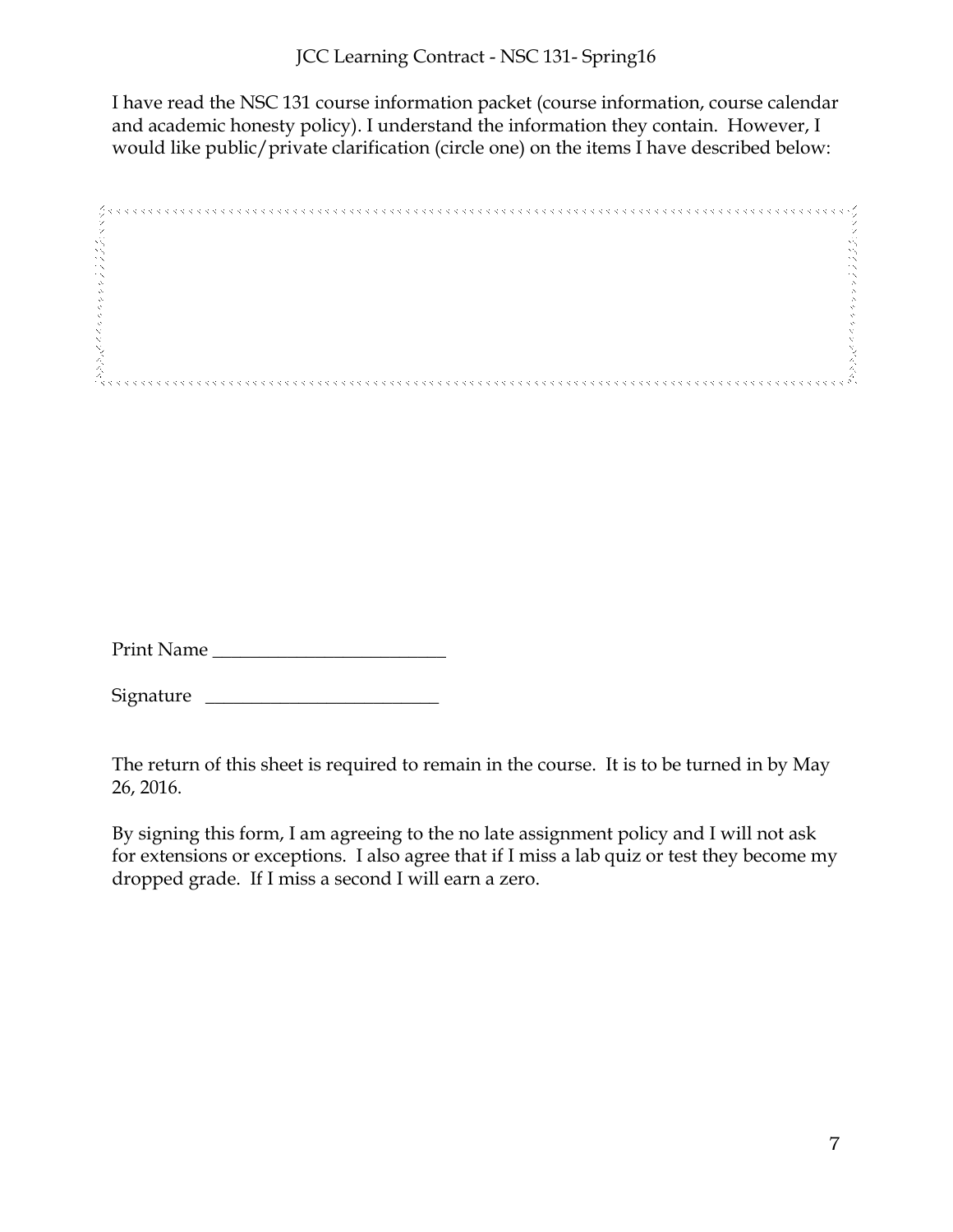# JCC Learning Contract - NSC 131- Spring16

I have read the NSC 131 course information packet (course information, course calendar and academic honesty policy). I understand the information they contain. However, I would like public/private clarification (circle one) on the items I have described below:

Print Name ________________________

Signature ________________________

The return of this sheet is required to remain in the course. It is to be turned in by May 26, 2016.

By signing this form, I am agreeing to the no late assignment policy and I will not ask for extensions or exceptions. I also agree that if I miss a lab quiz or test they become my dropped grade. If I miss a second I will earn a zero.